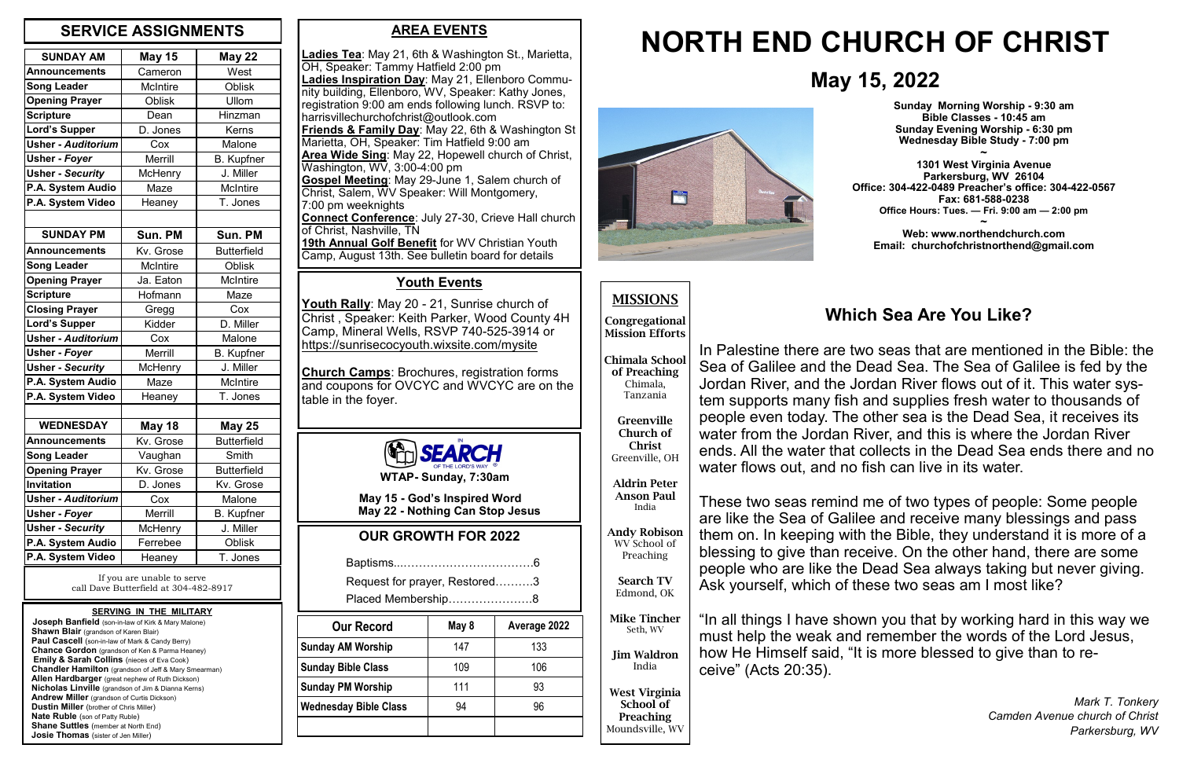# NORTH END CHURCH OF CHRIST

## May 15, 2022

**Sunday Morning Worship - 9:30 am**
**Bible Classes - 10:45 am**
**Sunday Evening Worship - 6:30 pm**
**Wednesday Bible Study - 7:00 pm**

~

**1301 West Virginia Avenue**
**Parkersburg, WV 26104**
**Office: 304-422-0489 Preacher's office: 304-422-0567**
**Fax: 681-588-0238**
**Office Hours: Tues. — Fri. 9:00 am — 2:00 pm**

~

**Web: www.northendchurch.com**
**Email: churchofchristnorthend@gmail.com**

## SERVICE ASSIGNMENTS

| SUNDAY AM | May 15 | May 22 |
|---|---|---|
| Announcements | Cameron | West |
| Song Leader | McIntire | Oblisk |
| Opening Prayer | Oblisk | Ullom |
| Scripture | Dean | Hinzman |
| Lord's Supper | D. Jones | Kerns |
| Usher - *Auditorium* | Cox | Malone |
| Usher - *Foyer* | Merrill | B. Kupfner |
| Usher - *Security* | McHenry | J. Miller |
| P.A. System Audio | Maze | McIntire |
| P.A. System Video | Heaney | T. Jones |

| SUNDAY PM | Sun. PM | Sun. PM |
|---|---|---|
| Announcements | Kv. Grose | Butterfield |
| Song Leader | McIntire | Oblisk |
| Opening Prayer | Ja. Eaton | McIntire |
| Scripture | Hofmann | Maze |
| Closing Prayer | Gregg | Cox |
| Lord's Supper | Kidder | D. Miller |
| Usher - *Auditorium* | Cox | Malone |
| Usher - *Foyer* | Merrill | B. Kupfner |
| Usher - *Security* | McHenry | J. Miller |
| P.A. System Audio | Maze | McIntire |
| P.A. System Video | Heaney | T. Jones |

| WEDNESDAY | May 18 | May 25 |
|---|---|---|
| Announcements | Kv. Grose | Butterfield |
| Song Leader | Vaughan | Smith |
| Opening Prayer | Kv. Grose | Butterfield |
| Invitation | D. Jones | Kv. Grose |
| Usher - *Auditorium* | Cox | Malone |
| Usher - *Foyer* | Merrill | B. Kupfner |
| Usher - *Security* | McHenry | J. Miller |
| P.A. System Audio | Ferrebee | Oblisk |
| P.A. System Video | Heaney | T. Jones |

If you are unable to serve call Dave Butterfield at 304-482-8917

### SERVING IN THE MILITARY

- **Joseph Banfield** (son-in-law of Kirk & Mary Malone)
- **Shawn Blair** (grandson of Karen Blair)
- **Paul Cascell** (son-in-law of Mark & Candy Berry)
- **Chance Gordon** (grandson of Ken & Parma Heaney)
- **Emily & Sarah Collins** (nieces of Eva Cook)
- **Chandler Hamilton** (grandson of Jeff & Mary Smearman)
- **Allen Hardbarger** (great nephew of Ruth Dickson)
- **Nicholas Linville** (grandson of Jim & Dianna Kerns)
- **Andrew Miller** (grandson of Curtis Dickson)
- **Dustin Miller** (brother of Chris Miller)
- **Nate Ruble** (son of Patty Ruble)
- **Shane Suttles** (member at North End)
- **Josie Thomas** (sister of Jen Miller)

## AREA EVENTS

**Ladies Tea**: May 21, 6th & Washington St., Marietta, OH, Speaker: Tammy Hatfield 2:00 pm

**Ladies Inspiration Day**: May 21, Ellenboro Community building, Ellenboro, WV, Speaker: Kathy Jones, registration 9:00 am ends following lunch. RSVP to: harrisvillechurchofchrist@outlook.com

**Friends & Family Day**: May 22, 6th & Washington St Marietta, OH, Speaker: Tim Hatfield 9:00 am

**Area Wide Sing**: May 22, Hopewell church of Christ, Washington, WV, 3:00-4:00 pm

**Gospel Meeting**: May 29-June 1, Salem church of Christ, Salem, WV Speaker: Will Montgomery, 7:00 pm weeknights

**Connect Conference**: July 27-30, Crieve Hall church of Christ, Nashville, TN

**19th Annual Golf Benefit** for WV Christian Youth Camp, August 13th. See bulletin board for details

## Youth Events

**Youth Rally**: May 20 - 21, Sunrise church of Christ , Speaker: Keith Parker, Wood County 4H Camp, Mineral Wells, RSVP 740-525-3914 or https://sunrisecocyouth.wixsite.com/mysite

**Church Camps**: Brochures, registration forms and coupons for OVCYC and WVCYC are on the table in the foyer.

IN SEARCH OF THE LORD'S WAY

**WTAP- Sunday, 7:30am**

**May 15 - God's Inspired Word**
**May 22 - Nothing Can Stop Jesus**

## OUR GROWTH FOR 2022

Baptisms.....................................6
Request for prayer, Restored..........3
Placed Membership......................8

| Our Record | May 8 | Average 2022 |
|---|---|---|
| Sunday AM Worship | 147 | 133 |
| Sunday Bible Class | 109 | 106 |
| Sunday PM Worship | 111 | 93 |
| Wednesday Bible Class | 94 | 96 |

## MISSIONS

**Congregational Mission Efforts**

**Chimala School of Preaching**
Chimala, Tanzania

**Greenville Church of Christ**
Greenville, OH

**Aldrin Peter Anson Paul**
India

**Andy Robison**
WV School of Preaching

**Search TV**
Edmond, OK

**Mike Tincher**
Seth, WV

**Jim Waldron**
India

**West Virginia School of Preaching**
Moundsville, WV

## Which Sea Are You Like?

In Palestine there are two seas that are mentioned in the Bible: the Sea of Galilee and the Dead Sea. The Sea of Galilee is fed by the Jordan River, and the Jordan River flows out of it. This water system supports many fish and supplies fresh water to thousands of people even today. The other sea is the Dead Sea, it receives its water from the Jordan River, and this is where the Jordan River ends. All the water that collects in the Dead Sea ends there and no water flows out, and no fish can live in its water.

These two seas remind me of two types of people: Some people are like the Sea of Galilee and receive many blessings and pass them on. In keeping with the Bible, they understand it is more of a blessing to give than receive. On the other hand, there are some people who are like the Dead Sea always taking but never giving. Ask yourself, which of these two seas am I most like?

"In all things I have shown you that by working hard in this way we must help the weak and remember the words of the Lord Jesus, how He Himself said, "It is more blessed to give than to receive" (Acts 20:35).

*Mark T. Tonkery*
*Camden Avenue church of Christ*
*Parkersburg, WV*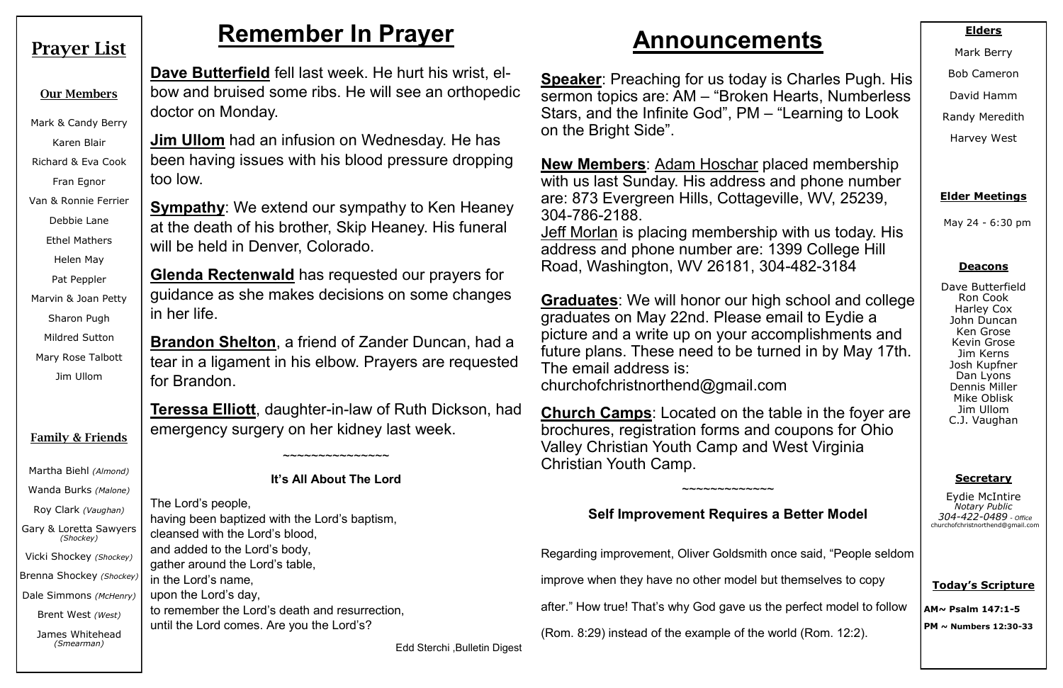## Prayer List

### Our Members

Mark & Candy Berry
Karen Blair
Richard & Eva Cook
Fran Egnor
Van & Ronnie Ferrier
Debbie Lane
Ethel Mathers
Helen May
Pat Peppler
Marvin & Joan Petty
Sharon Pugh
Mildred Sutton
Mary Rose Talbott
Jim Ullom

### Family & Friends

Martha Biehl *(Almond)*
Wanda Burks *(Malone)*
Roy Clark *(Vaughan)*
Gary & Loretta Sawyers *(Shockey)*
Vicki Shockey *(Shockey)*
Brenna Shockey *(Shockey)*
Dale Simmons *(McHenry)*
Brent West *(West)*
James Whitehead *(Smearman)*

# Remember In Prayer

**Dave Butterfield** fell last week. He hurt his wrist, elbow and bruised some ribs. He will see an orthopedic doctor on Monday.

**Jim Ullom** had an infusion on Wednesday. He has been having issues with his blood pressure dropping too low.

**Sympathy**: We extend our sympathy to Ken Heaney at the death of his brother, Skip Heaney. His funeral will be held in Denver, Colorado.

**Glenda Rectenwald** has requested our prayers for guidance as she makes decisions on some changes in her life.

**Brandon Shelton**, a friend of Zander Duncan, had a tear in a ligament in his elbow. Prayers are requested for Brandon.

**Teressa Elliott**, daughter-in-law of Ruth Dickson, had emergency surgery on her kidney last week.

~~~~~~~~~~~~~~~~

**It's All About The Lord**

The Lord's people,
having been baptized with the Lord's baptism,
cleansed with the Lord's blood,
and added to the Lord's body,
gather around the Lord's table,
in the Lord's name,
upon the Lord's day,
to remember the Lord's death and resurrection,
until the Lord comes. Are you the Lord's?

Edd Sterchi ,Bulletin Digest

# Announcements

**Speaker**: Preaching for us today is Charles Pugh. His sermon topics are: AM – "Broken Hearts, Numberless Stars, and the Infinite God", PM – "Learning to Look on the Bright Side".

**New Members**: Adam Hoschar placed membership with us last Sunday. His address and phone number are: 873 Evergreen Hills, Cottageville, WV, 25239, 304-786-2188.
Jeff Morlan is placing membership with us today. His address and phone number are: 1399 College Hill Road, Washington, WV 26181, 304-482-3184

**Graduates**: We will honor our high school and college graduates on May 22nd. Please email to Eydie a picture and a write up on your accomplishments and future plans. These need to be turned in by May 17th. The email address is: churchofchristnorthend@gmail.com

**Church Camps**: Located on the table in the foyer are brochures, registration forms and coupons for Ohio Valley Christian Youth Camp and West Virginia Christian Youth Camp.

~~~~~~~~~~~~~~

**Self Improvement Requires a Better Model**

Regarding improvement, Oliver Goldsmith once said, "People seldom improve when they have no other model but themselves to copy after." How true! That's why God gave us the perfect model to follow (Rom. 8:29) instead of the example of the world (Rom. 12:2).

### Elders

Mark Berry
Bob Cameron
David Hamm
Randy Meredith
Harvey West

### Elder Meetings

May 24 - 6:30 pm

### Deacons

Dave Butterfield
Ron Cook
Harley Cox
John Duncan
Ken Grose
Kevin Grose
Jim Kerns
Josh Kupfner
Dan Lyons
Dennis Miller
Mike Oblisk
Jim Ullom
C.J. Vaughan

### Secretary

Eydie McIntire
*Notary Public*
*304-422-0489 - Office*
churchofchristnorthend@gmail.com

### Today's Scripture

**AM~ Psalm 147:1-5**
**PM ~ Numbers 12:30-33**